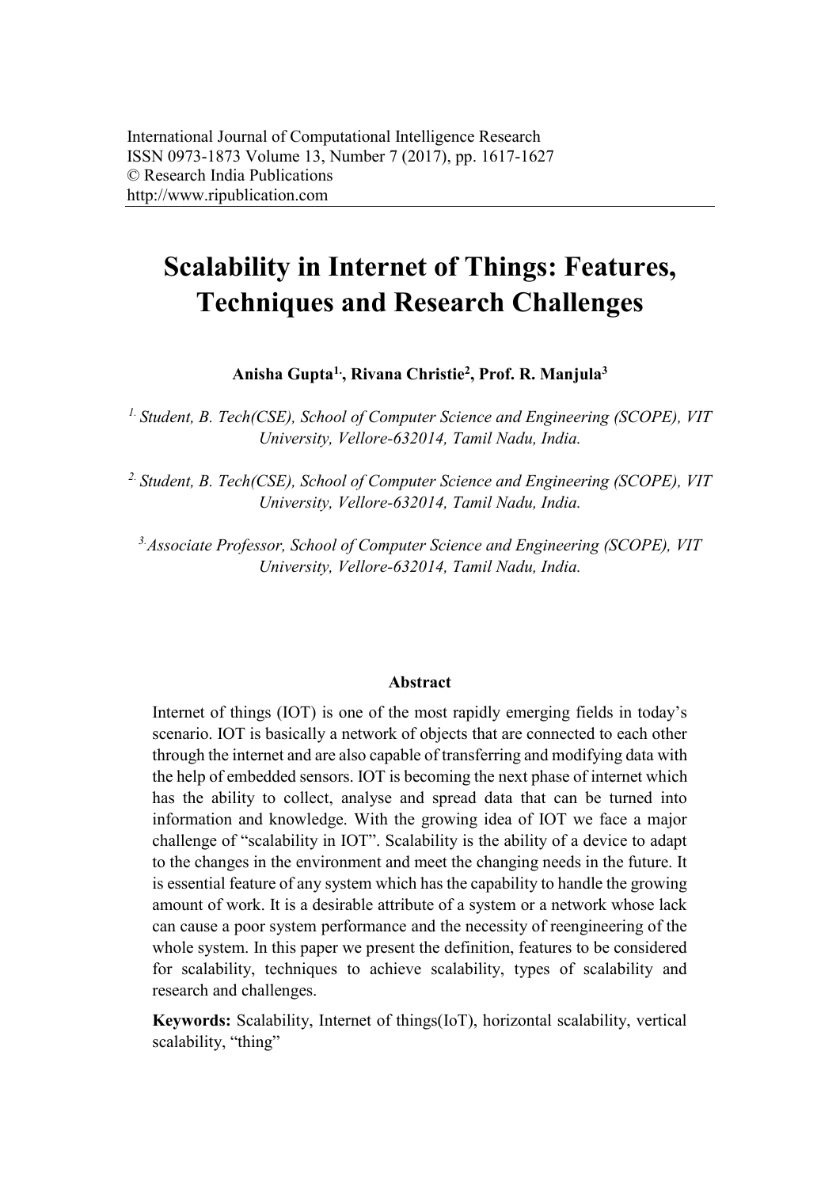International Journal of Computational Intelligence Research
ISSN 0973-1873 Volume 13, Number 7 (2017), pp. 1617-1627
© Research India Publications
http://www.ripublication.com

# Scalability in Internet of Things: Features, Techniques and Research Challenges

**Anisha Gupta[1.], Rivana Christie[2], Prof. R. Manjula[3]**

*[1.] Student, B. Tech(CSE), School of Computer Science and Engineering (SCOPE), VIT University, Vellore-632014, Tamil Nadu, India.*

*[2.] Student, B. Tech(CSE), School of Computer Science and Engineering (SCOPE), VIT University, Vellore-632014, Tamil Nadu, India.*

*[3.] Associate Professor, School of Computer Science and Engineering (SCOPE), VIT University, Vellore-632014, Tamil Nadu, India.*

### Abstract

Internet of things (IOT) is one of the most rapidly emerging fields in today's scenario. IOT is basically a network of objects that are connected to each other through the internet and are also capable of transferring and modifying data with the help of embedded sensors. IOT is becoming the next phase of internet which has the ability to collect, analyse and spread data that can be turned into information and knowledge. With the growing idea of IOT we face a major challenge of "scalability in IOT". Scalability is the ability of a device to adapt to the changes in the environment and meet the changing needs in the future. It is essential feature of any system which has the capability to handle the growing amount of work. It is a desirable attribute of a system or a network whose lack can cause a poor system performance and the necessity of reengineering of the whole system. In this paper we present the definition, features to be considered for scalability, techniques to achieve scalability, types of scalability and research and challenges.

**Keywords:** Scalability, Internet of things(IoT), horizontal scalability, vertical scalability, "thing"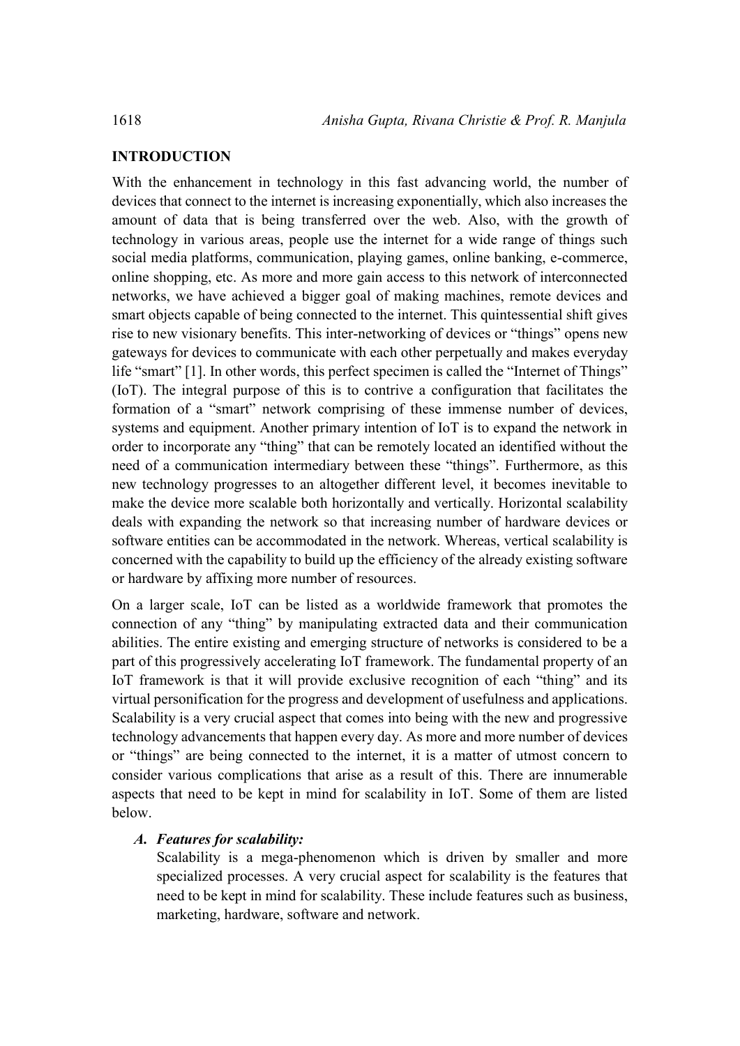## INTRODUCTION

With the enhancement in technology in this fast advancing world, the number of devices that connect to the internet is increasing exponentially, which also increases the amount of data that is being transferred over the web. Also, with the growth of technology in various areas, people use the internet for a wide range of things such social media platforms, communication, playing games, online banking, e-commerce, online shopping, etc. As more and more gain access to this network of interconnected networks, we have achieved a bigger goal of making machines, remote devices and smart objects capable of being connected to the internet. This quintessential shift gives rise to new visionary benefits. This inter-networking of devices or "things" opens new gateways for devices to communicate with each other perpetually and makes everyday life "smart" [1]. In other words, this perfect specimen is called the "Internet of Things" (IoT). The integral purpose of this is to contrive a configuration that facilitates the formation of a "smart" network comprising of these immense number of devices, systems and equipment. Another primary intention of IoT is to expand the network in order to incorporate any "thing" that can be remotely located an identified without the need of a communication intermediary between these "things". Furthermore, as this new technology progresses to an altogether different level, it becomes inevitable to make the device more scalable both horizontally and vertically. Horizontal scalability deals with expanding the network so that increasing number of hardware devices or software entities can be accommodated in the network. Whereas, vertical scalability is concerned with the capability to build up the efficiency of the already existing software or hardware by affixing more number of resources.

On a larger scale, IoT can be listed as a worldwide framework that promotes the connection of any "thing" by manipulating extracted data and their communication abilities. The entire existing and emerging structure of networks is considered to be a part of this progressively accelerating IoT framework. The fundamental property of an IoT framework is that it will provide exclusive recognition of each "thing" and its virtual personification for the progress and development of usefulness and applications. Scalability is a very crucial aspect that comes into being with the new and progressive technology advancements that happen every day. As more and more number of devices or "things" are being connected to the internet, it is a matter of utmost concern to consider various complications that arise as a result of this. There are innumerable aspects that need to be kept in mind for scalability in IoT. Some of them are listed below.

### A. *Features for scalability:*

Scalability is a mega-phenomenon which is driven by smaller and more specialized processes. A very crucial aspect for scalability is the features that need to be kept in mind for scalability. These include features such as business, marketing, hardware, software and network.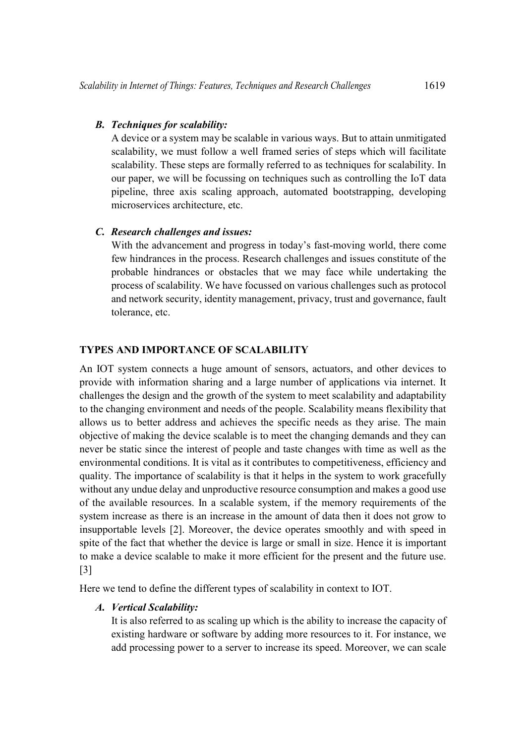### *B. Techniques for scalability:*

A device or a system may be scalable in various ways. But to attain unmitigated scalability, we must follow a well framed series of steps which will facilitate scalability. These steps are formally referred to as techniques for scalability. In our paper, we will be focussing on techniques such as controlling the IoT data pipeline, three axis scaling approach, automated bootstrapping, developing microservices architecture, etc.

### *C. Research challenges and issues:*

With the advancement and progress in today's fast-moving world, there come few hindrances in the process. Research challenges and issues constitute of the probable hindrances or obstacles that we may face while undertaking the process of scalability. We have focussed on various challenges such as protocol and network security, identity management, privacy, trust and governance, fault tolerance, etc.

## TYPES AND IMPORTANCE OF SCALABILITY

An IOT system connects a huge amount of sensors, actuators, and other devices to provide with information sharing and a large number of applications via internet. It challenges the design and the growth of the system to meet scalability and adaptability to the changing environment and needs of the people. Scalability means flexibility that allows us to better address and achieves the specific needs as they arise. The main objective of making the device scalable is to meet the changing demands and they can never be static since the interest of people and taste changes with time as well as the environmental conditions. It is vital as it contributes to competitiveness, efficiency and quality. The importance of scalability is that it helps in the system to work gracefully without any undue delay and unproductive resource consumption and makes a good use of the available resources. In a scalable system, if the memory requirements of the system increase as there is an increase in the amount of data then it does not grow to insupportable levels [2]. Moreover, the device operates smoothly and with speed in spite of the fact that whether the device is large or small in size. Hence it is important to make a device scalable to make it more efficient for the present and the future use. [3]

Here we tend to define the different types of scalability in context to IOT.

### *A. Vertical Scalability:*

It is also referred to as scaling up which is the ability to increase the capacity of existing hardware or software by adding more resources to it. For instance, we add processing power to a server to increase its speed. Moreover, we can scale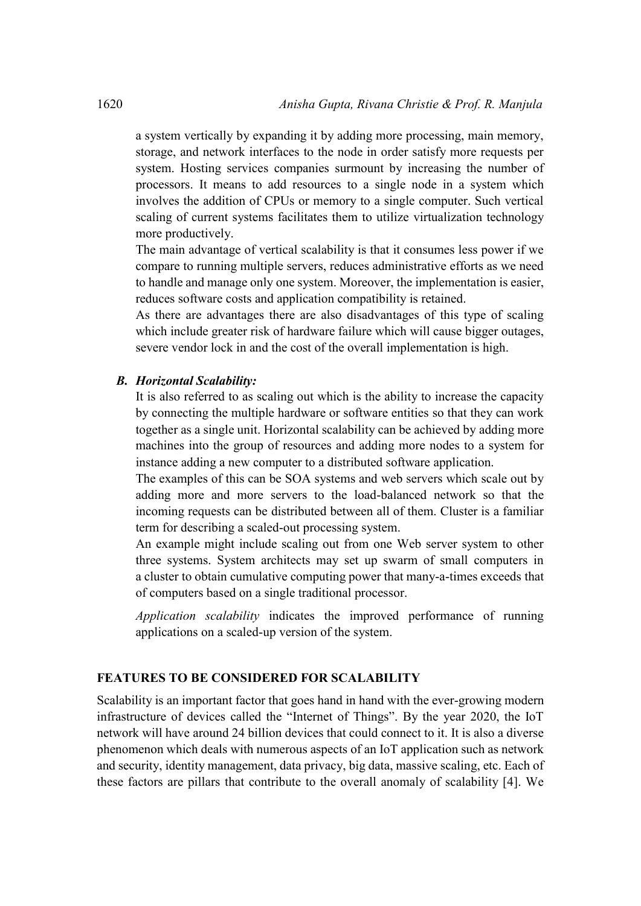a system vertically by expanding it by adding more processing, main memory, storage, and network interfaces to the node in order satisfy more requests per system. Hosting services companies surmount by increasing the number of processors. It means to add resources to a single node in a system which involves the addition of CPUs or memory to a single computer. Such vertical scaling of current systems facilitates them to utilize virtualization technology more productively.

The main advantage of vertical scalability is that it consumes less power if we compare to running multiple servers, reduces administrative efforts as we need to handle and manage only one system. Moreover, the implementation is easier, reduces software costs and application compatibility is retained.

As there are advantages there are also disadvantages of this type of scaling which include greater risk of hardware failure which will cause bigger outages, severe vendor lock in and the cost of the overall implementation is high.

### *B. Horizontal Scalability:*

It is also referred to as scaling out which is the ability to increase the capacity by connecting the multiple hardware or software entities so that they can work together as a single unit. Horizontal scalability can be achieved by adding more machines into the group of resources and adding more nodes to a system for instance adding a new computer to a distributed software application.

The examples of this can be SOA systems and web servers which scale out by adding more and more servers to the load-balanced network so that the incoming requests can be distributed between all of them. Cluster is a familiar term for describing a scaled-out processing system.

An example might include scaling out from one Web server system to other three systems. System architects may set up swarm of small computers in a cluster to obtain cumulative computing power that many-a-times exceeds that of computers based on a single traditional processor.

*Application scalability* indicates the improved performance of running applications on a scaled-up version of the system.

## FEATURES TO BE CONSIDERED FOR SCALABILITY

Scalability is an important factor that goes hand in hand with the ever-growing modern infrastructure of devices called the "Internet of Things". By the year 2020, the IoT network will have around 24 billion devices that could connect to it. It is also a diverse phenomenon which deals with numerous aspects of an IoT application such as network and security, identity management, data privacy, big data, massive scaling, etc. Each of these factors are pillars that contribute to the overall anomaly of scalability [4]. We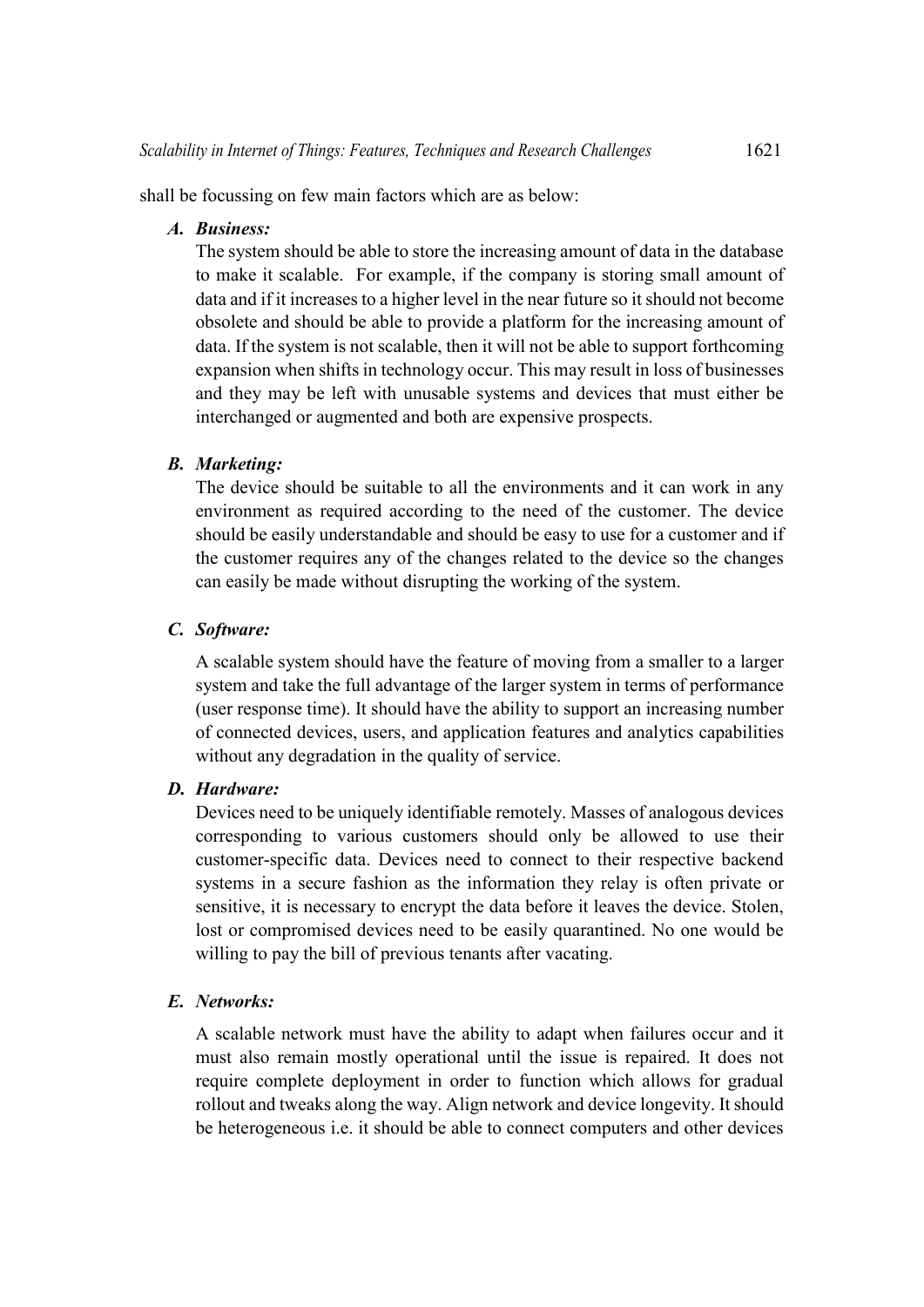shall be focussing on few main factors which are as below:

### *A. Business:*

The system should be able to store the increasing amount of data in the database to make it scalable. For example, if the company is storing small amount of data and if it increases to a higher level in the near future so it should not become obsolete and should be able to provide a platform for the increasing amount of data. If the system is not scalable, then it will not be able to support forthcoming expansion when shifts in technology occur. This may result in loss of businesses and they may be left with unusable systems and devices that must either be interchanged or augmented and both are expensive prospects.

### *B. Marketing:*

The device should be suitable to all the environments and it can work in any environment as required according to the need of the customer. The device should be easily understandable and should be easy to use for a customer and if the customer requires any of the changes related to the device so the changes can easily be made without disrupting the working of the system.

### *C. Software:*

A scalable system should have the feature of moving from a smaller to a larger system and take the full advantage of the larger system in terms of performance (user response time). It should have the ability to support an increasing number of connected devices, users, and application features and analytics capabilities without any degradation in the quality of service.

### *D. Hardware:*

Devices need to be uniquely identifiable remotely. Masses of analogous devices corresponding to various customers should only be allowed to use their customer-specific data. Devices need to connect to their respective backend systems in a secure fashion as the information they relay is often private or sensitive, it is necessary to encrypt the data before it leaves the device. Stolen, lost or compromised devices need to be easily quarantined. No one would be willing to pay the bill of previous tenants after vacating.

### *E. Networks:*

A scalable network must have the ability to adapt when failures occur and it must also remain mostly operational until the issue is repaired. It does not require complete deployment in order to function which allows for gradual rollout and tweaks along the way. Align network and device longevity. It should be heterogeneous i.e. it should be able to connect computers and other devices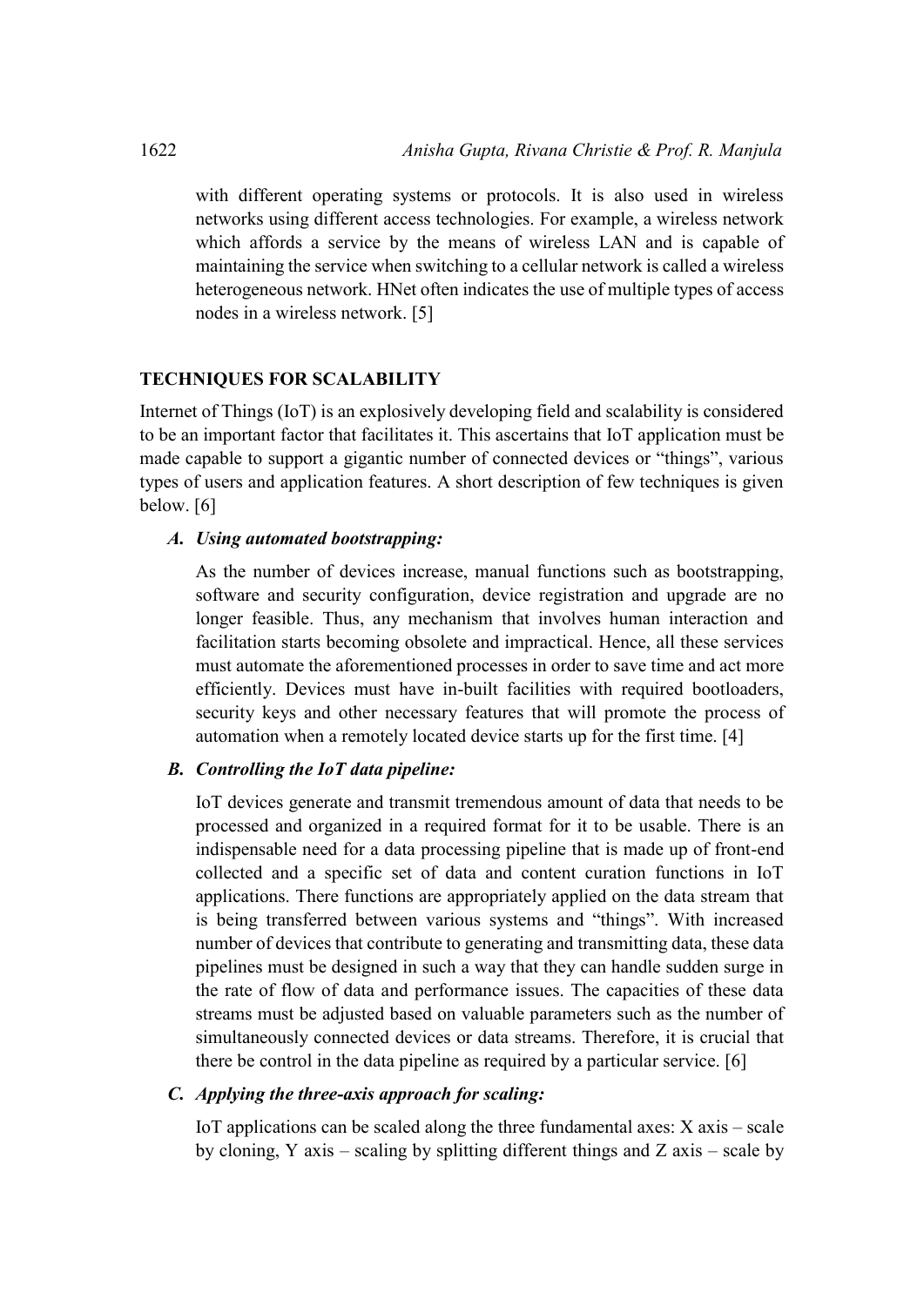with different operating systems or protocols. It is also used in wireless networks using different access technologies. For example, a wireless network which affords a service by the means of wireless LAN and is capable of maintaining the service when switching to a cellular network is called a wireless heterogeneous network. HNet often indicates the use of multiple types of access nodes in a wireless network. [5]

## TECHNIQUES FOR SCALABILITY

Internet of Things (IoT) is an explosively developing field and scalability is considered to be an important factor that facilitates it. This ascertains that IoT application must be made capable to support a gigantic number of connected devices or "things", various types of users and application features. A short description of few techniques is given below. [6]

### *A. Using automated bootstrapping:*

As the number of devices increase, manual functions such as bootstrapping, software and security configuration, device registration and upgrade are no longer feasible. Thus, any mechanism that involves human interaction and facilitation starts becoming obsolete and impractical. Hence, all these services must automate the aforementioned processes in order to save time and act more efficiently. Devices must have in-built facilities with required bootloaders, security keys and other necessary features that will promote the process of automation when a remotely located device starts up for the first time. [4]

### *B. Controlling the IoT data pipeline:*

IoT devices generate and transmit tremendous amount of data that needs to be processed and organized in a required format for it to be usable. There is an indispensable need for a data processing pipeline that is made up of front-end collected and a specific set of data and content curation functions in IoT applications. There functions are appropriately applied on the data stream that is being transferred between various systems and "things". With increased number of devices that contribute to generating and transmitting data, these data pipelines must be designed in such a way that they can handle sudden surge in the rate of flow of data and performance issues. The capacities of these data streams must be adjusted based on valuable parameters such as the number of simultaneously connected devices or data streams. Therefore, it is crucial that there be control in the data pipeline as required by a particular service. [6]

### *C. Applying the three-axis approach for scaling:*

IoT applications can be scaled along the three fundamental axes: X axis – scale by cloning, Y axis – scaling by splitting different things and Z axis – scale by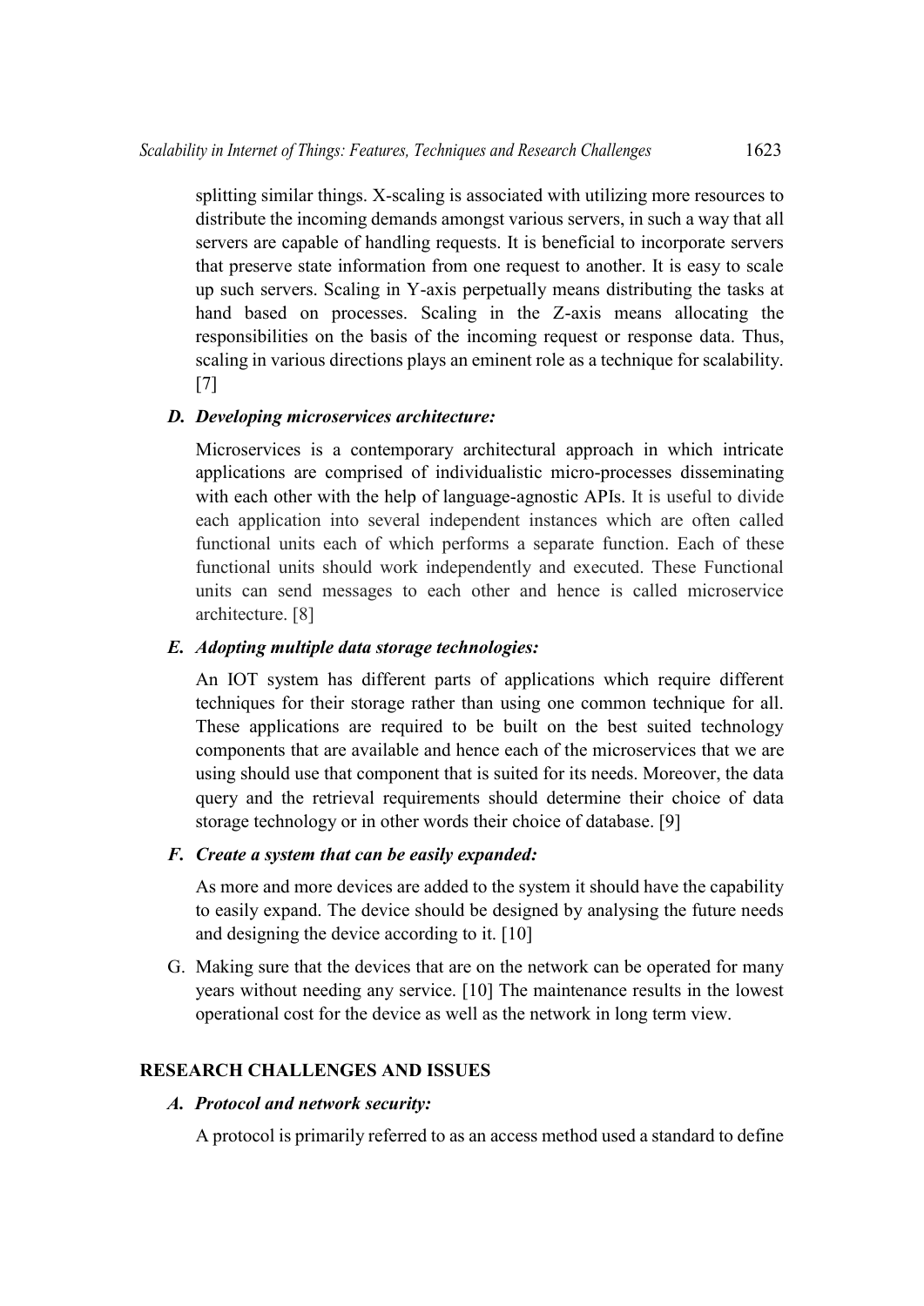splitting similar things. X-scaling is associated with utilizing more resources to distribute the incoming demands amongst various servers, in such a way that all servers are capable of handling requests. It is beneficial to incorporate servers that preserve state information from one request to another. It is easy to scale up such servers. Scaling in Y-axis perpetually means distributing the tasks at hand based on processes. Scaling in the Z-axis means allocating the responsibilities on the basis of the incoming request or response data. Thus, scaling in various directions plays an eminent role as a technique for scalability. [7]

### *D. Developing microservices architecture:*

Microservices is a contemporary architectural approach in which intricate applications are comprised of individualistic micro-processes disseminating with each other with the help of language-agnostic APIs. It is useful to divide each application into several independent instances which are often called functional units each of which performs a separate function. Each of these functional units should work independently and executed. These Functional units can send messages to each other and hence is called microservice architecture. [8]

### *E. Adopting multiple data storage technologies:*

An IOT system has different parts of applications which require different techniques for their storage rather than using one common technique for all. These applications are required to be built on the best suited technology components that are available and hence each of the microservices that we are using should use that component that is suited for its needs. Moreover, the data query and the retrieval requirements should determine their choice of data storage technology or in other words their choice of database. [9]

### *F. Create a system that can be easily expanded:*

As more and more devices are added to the system it should have the capability to easily expand. The device should be designed by analysing the future needs and designing the device according to it. [10]

G. Making sure that the devices that are on the network can be operated for many years without needing any service. [10] The maintenance results in the lowest operational cost for the device as well as the network in long term view.

## RESEARCH CHALLENGES AND ISSUES

### *A. Protocol and network security:*

A protocol is primarily referred to as an access method used a standard to define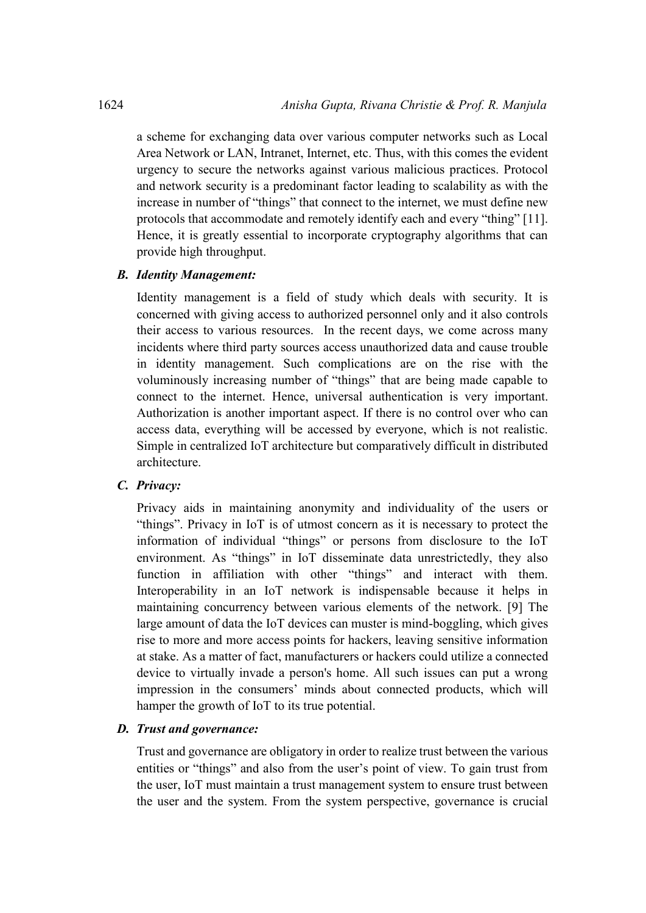a scheme for exchanging data over various computer networks such as Local Area Network or LAN, Intranet, Internet, etc. Thus, with this comes the evident urgency to secure the networks against various malicious practices. Protocol and network security is a predominant factor leading to scalability as with the increase in number of "things" that connect to the internet, we must define new protocols that accommodate and remotely identify each and every "thing" [11]. Hence, it is greatly essential to incorporate cryptography algorithms that can provide high throughput.

### *B. Identity Management:*

Identity management is a field of study which deals with security. It is concerned with giving access to authorized personnel only and it also controls their access to various resources. In the recent days, we come across many incidents where third party sources access unauthorized data and cause trouble in identity management. Such complications are on the rise with the voluminously increasing number of "things" that are being made capable to connect to the internet. Hence, universal authentication is very important. Authorization is another important aspect. If there is no control over who can access data, everything will be accessed by everyone, which is not realistic. Simple in centralized IoT architecture but comparatively difficult in distributed architecture.

### *C. Privacy:*

Privacy aids in maintaining anonymity and individuality of the users or "things". Privacy in IoT is of utmost concern as it is necessary to protect the information of individual "things" or persons from disclosure to the IoT environment. As "things" in IoT disseminate data unrestrictedly, they also function in affiliation with other "things" and interact with them. Interoperability in an IoT network is indispensable because it helps in maintaining concurrency between various elements of the network. [9] The large amount of data the IoT devices can muster is mind-boggling, which gives rise to more and more access points for hackers, leaving sensitive information at stake. As a matter of fact, manufacturers or hackers could utilize a connected device to virtually invade a person's home. All such issues can put a wrong impression in the consumers' minds about connected products, which will hamper the growth of IoT to its true potential.

### *D. Trust and governance:*

Trust and governance are obligatory in order to realize trust between the various entities or "things" and also from the user's point of view. To gain trust from the user, IoT must maintain a trust management system to ensure trust between the user and the system. From the system perspective, governance is crucial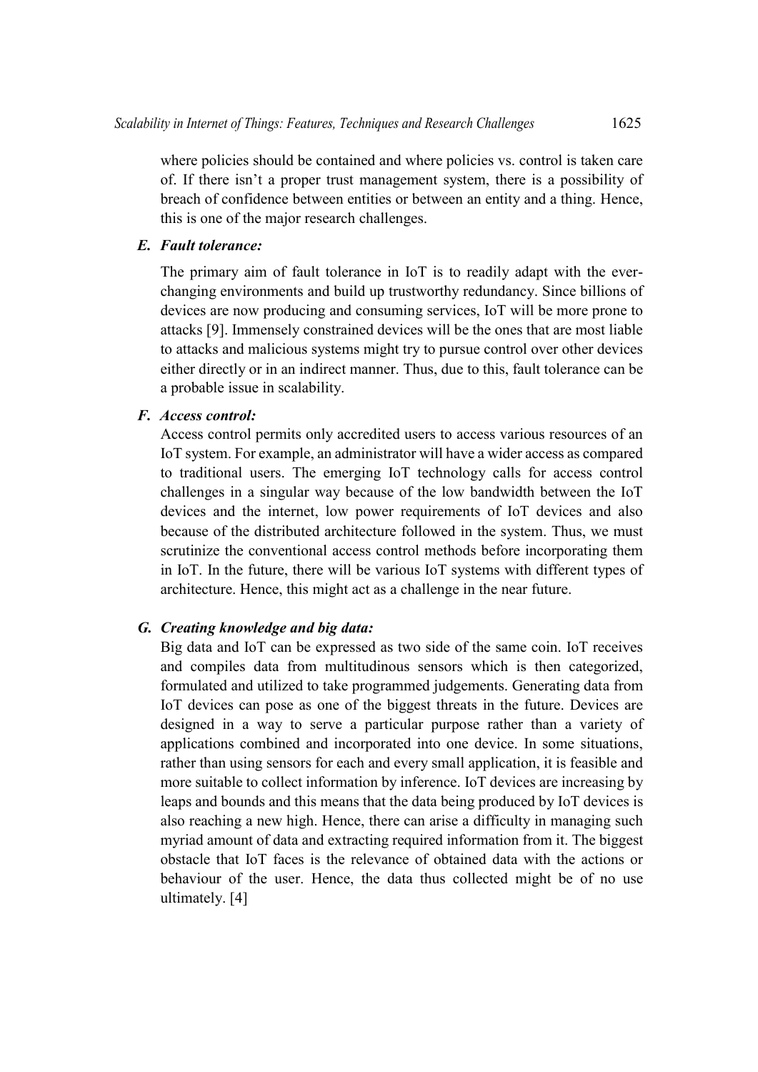where policies should be contained and where policies vs. control is taken care of. If there isn't a proper trust management system, there is a possibility of breach of confidence between entities or between an entity and a thing. Hence, this is one of the major research challenges.

### *E. Fault tolerance:*

The primary aim of fault tolerance in IoT is to readily adapt with the ever-changing environments and build up trustworthy redundancy. Since billions of devices are now producing and consuming services, IoT will be more prone to attacks [9]. Immensely constrained devices will be the ones that are most liable to attacks and malicious systems might try to pursue control over other devices either directly or in an indirect manner. Thus, due to this, fault tolerance can be a probable issue in scalability.

### *F. Access control:*

Access control permits only accredited users to access various resources of an IoT system. For example, an administrator will have a wider access as compared to traditional users. The emerging IoT technology calls for access control challenges in a singular way because of the low bandwidth between the IoT devices and the internet, low power requirements of IoT devices and also because of the distributed architecture followed in the system. Thus, we must scrutinize the conventional access control methods before incorporating them in IoT. In the future, there will be various IoT systems with different types of architecture. Hence, this might act as a challenge in the near future.

### *G. Creating knowledge and big data:*

Big data and IoT can be expressed as two side of the same coin. IoT receives and compiles data from multitudinous sensors which is then categorized, formulated and utilized to take programmed judgements. Generating data from IoT devices can pose as one of the biggest threats in the future. Devices are designed in a way to serve a particular purpose rather than a variety of applications combined and incorporated into one device. In some situations, rather than using sensors for each and every small application, it is feasible and more suitable to collect information by inference. IoT devices are increasing by leaps and bounds and this means that the data being produced by IoT devices is also reaching a new high. Hence, there can arise a difficulty in managing such myriad amount of data and extracting required information from it. The biggest obstacle that IoT faces is the relevance of obtained data with the actions or behaviour of the user. Hence, the data thus collected might be of no use ultimately. [4]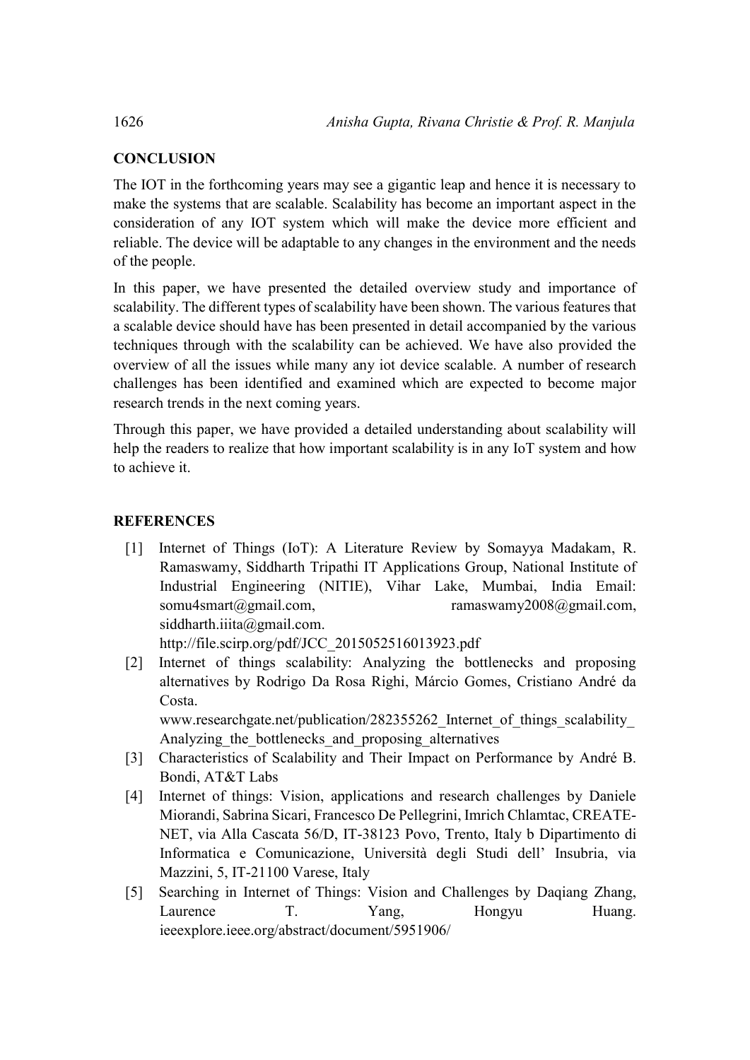## CONCLUSION

The IOT in the forthcoming years may see a gigantic leap and hence it is necessary to make the systems that are scalable. Scalability has become an important aspect in the consideration of any IOT system which will make the device more efficient and reliable. The device will be adaptable to any changes in the environment and the needs of the people.

In this paper, we have presented the detailed overview study and importance of scalability. The different types of scalability have been shown. The various features that a scalable device should have has been presented in detail accompanied by the various techniques through with the scalability can be achieved. We have also provided the overview of all the issues while many any iot device scalable. A number of research challenges has been identified and examined which are expected to become major research trends in the next coming years.

Through this paper, we have provided a detailed understanding about scalability will help the readers to realize that how important scalability is in any IoT system and how to achieve it.

## REFERENCES

[1] Internet of Things (IoT): A Literature Review by Somayya Madakam, R. Ramaswamy, Siddharth Tripathi IT Applications Group, National Institute of Industrial Engineering (NITIE), Vihar Lake, Mumbai, India Email: somu4smart@gmail.com, ramaswamy2008@gmail.com, siddharth.iiita@gmail.com. http://file.scirp.org/pdf/JCC_2015052516013923.pdf

[2] Internet of things scalability: Analyzing the bottlenecks and proposing alternatives by Rodrigo Da Rosa Righi, Márcio Gomes, Cristiano André da Costa. www.researchgate.net/publication/282355262_Internet_of_things_scalability_Analyzing_the_bottlenecks_and_proposing_alternatives

[3] Characteristics of Scalability and Their Impact on Performance by André B. Bondi, AT&T Labs

[4] Internet of things: Vision, applications and research challenges by Daniele Miorandi, Sabrina Sicari, Francesco De Pellegrini, Imrich Chlamtac, CREATE-NET, via Alla Cascata 56/D, IT-38123 Povo, Trento, Italy b Dipartimento di Informatica e Comunicazione, Università degli Studi dell' Insubria, via Mazzini, 5, IT-21100 Varese, Italy

[5] Searching in Internet of Things: Vision and Challenges by Daqiang Zhang, Laurence T. Yang, Hongyu Huang. ieeexplore.ieee.org/abstract/document/5951906/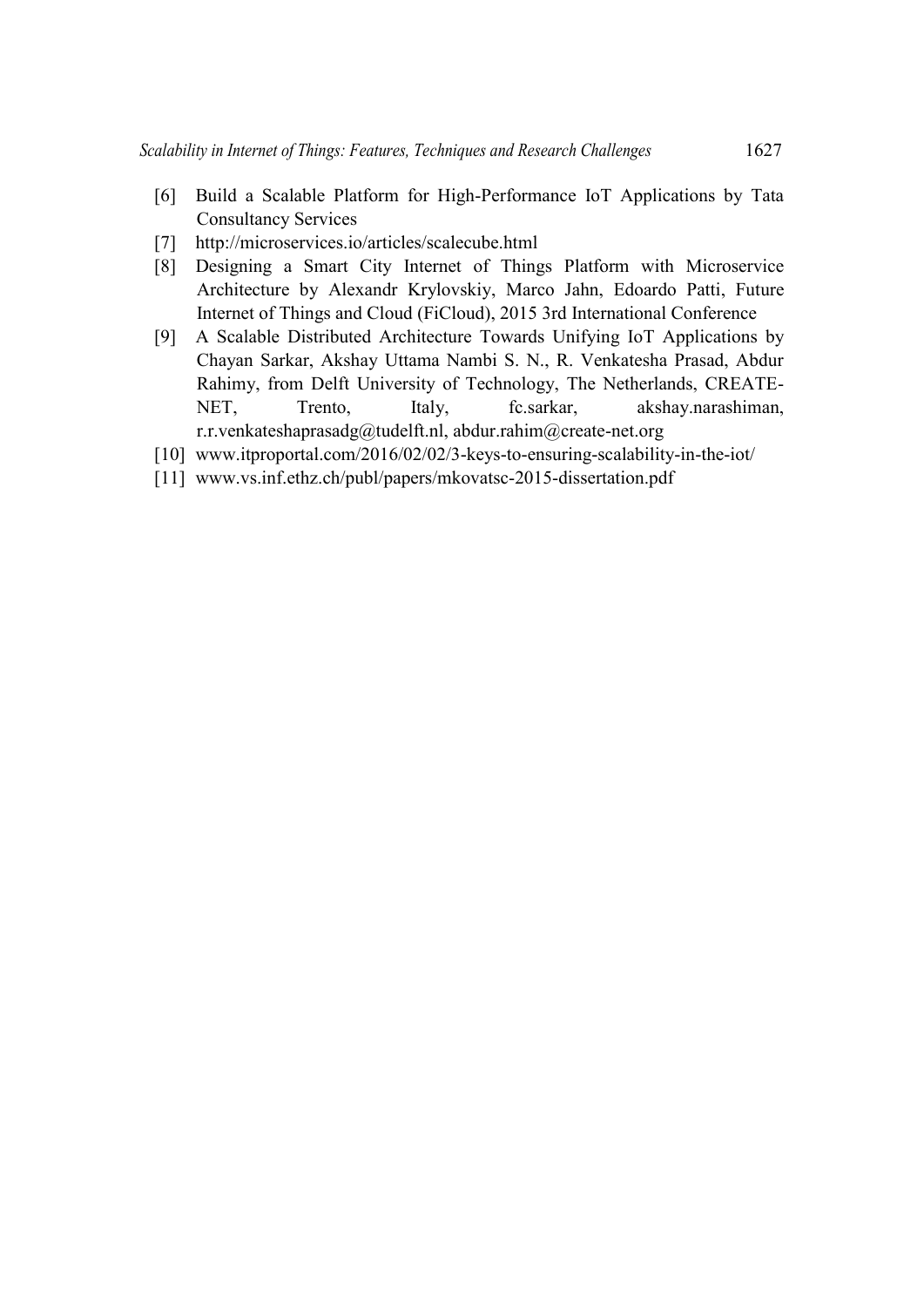[6] Build a Scalable Platform for High-Performance IoT Applications by Tata Consultancy Services

[7] http://microservices.io/articles/scalecube.html

[8] Designing a Smart City Internet of Things Platform with Microservice Architecture by Alexandr Krylovskiy, Marco Jahn, Edoardo Patti, Future Internet of Things and Cloud (FiCloud), 2015 3rd International Conference

[9] A Scalable Distributed Architecture Towards Unifying IoT Applications by Chayan Sarkar, Akshay Uttama Nambi S. N., R. Venkatesha Prasad, Abdur Rahimy, from Delft University of Technology, The Netherlands, CREATE-NET, Trento, Italy, fc.sarkar, akshay.narashiman, r.r.venkateshaprasadg@tudelft.nl, abdur.rahim@create-net.org

[10] www.itproportal.com/2016/02/02/3-keys-to-ensuring-scalability-in-the-iot/

[11] www.vs.inf.ethz.ch/publ/papers/mkovatsc-2015-dissertation.pdf